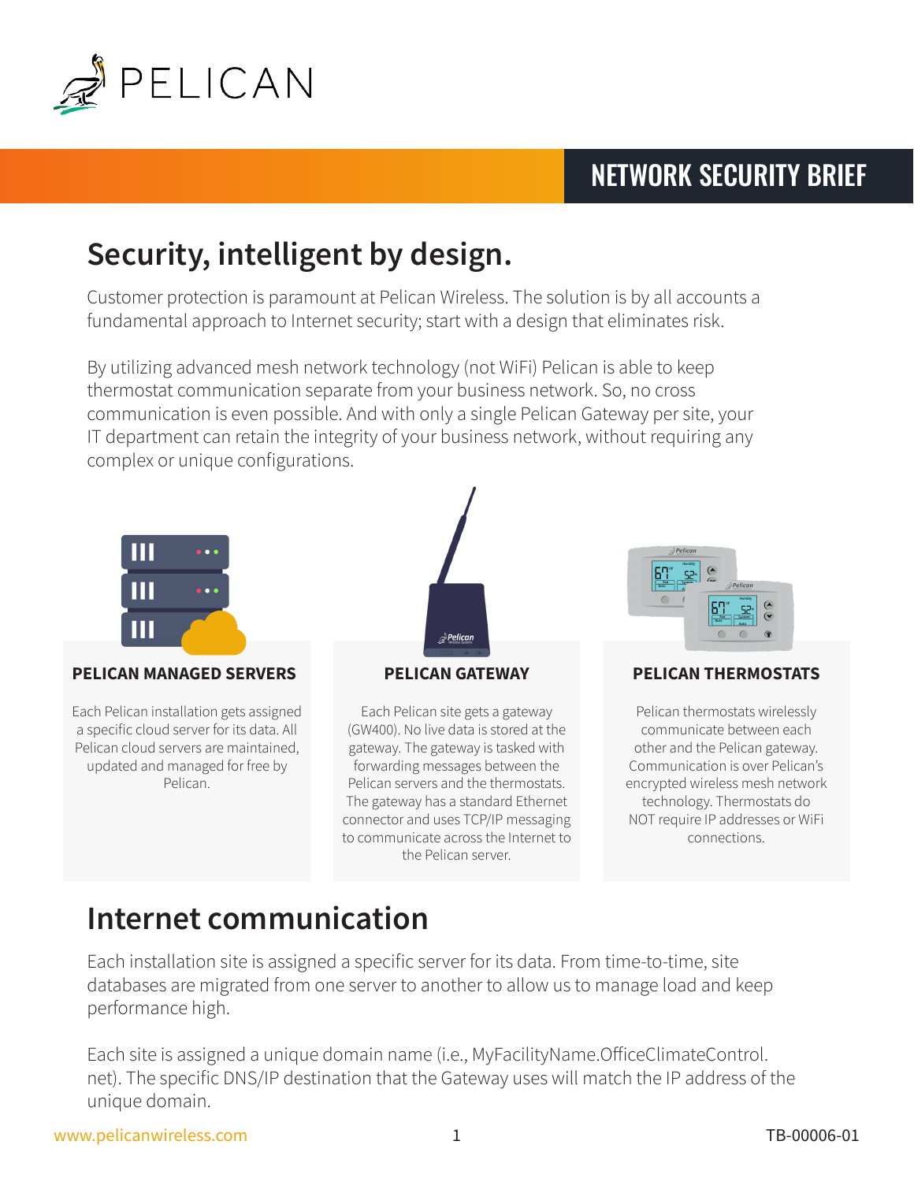PELICAN

**NETWORK SECURITY BRIEF**

# Security, intelligent by design.

Customer protection is paramount at Pelican Wireless. The solution is by all accounts a fundamental approach to Internet security; start with a design that eliminates risk.

By utilizing advanced mesh network technology (not WiFi) Pelican is able to keep thermostat communication separate from your business network. So, no cross communication is even possible. And with only a single Pelican Gateway per site, your IT department can retain the integrity of your business network, without requiring any complex or unique configurations.

### PELICAN MANAGED SERVERS

Each Pelican installation gets assigned a specific cloud server for its data. All Pelican cloud servers are maintained, updated and managed for free by Pelican.

### PELICAN GATEWAY

Each Pelican site gets a gateway (GW400). No live data is stored at the gateway. The gateway is tasked with forwarding messages between the Pelican servers and the thermostats. The gateway has a standard Ethernet connector and uses TCP/IP messaging to communicate across the Internet to the Pelican server.

### PELICAN THERMOSTATS

Pelican thermostats wirelessly communicate between each other and the Pelican gateway. Communication is over Pelican's encrypted wireless mesh network technology. Thermostats do NOT require IP addresses or WiFi connections.

# Internet communication

Each installation site is assigned a specific server for its data. From time-to-time, site databases are migrated from one server to another to allow us to manage load and keep performance high.

Each site is assigned a unique domain name (i.e., MyFacilityName.OfficeClimateControl.net). The specific DNS/IP destination that the Gateway uses will match the IP address of the unique domain.

www.pelicanwireless.com TB-00006-01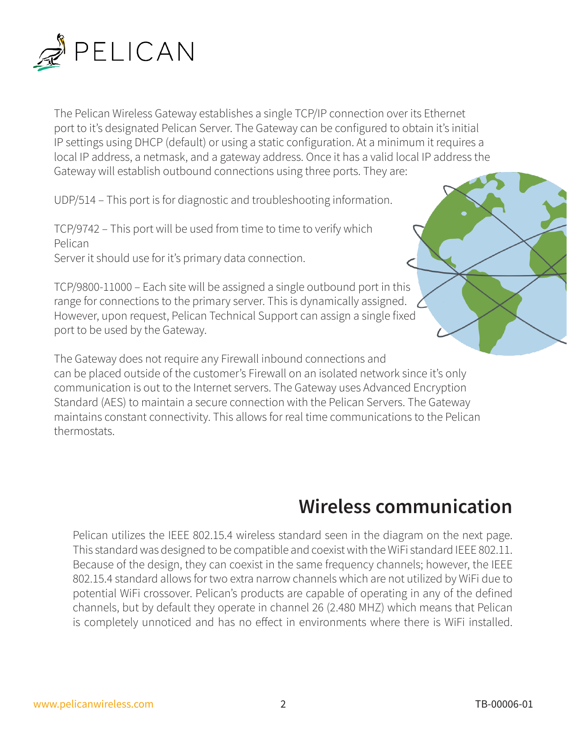The Pelican Wireless Gateway establishes a single TCP/IP connection over its Ethernet port to it's designated Pelican Server. The Gateway can be configured to obtain it's initial IP settings using DHCP (default) or using a static configuration. At a minimum it requires a local IP address, a netmask, and a gateway address. Once it has a valid local IP address the Gateway will establish outbound connections using three ports. They are:

UDP/514 – This port is for diagnostic and troubleshooting information.

TCP/9742 – This port will be used from time to time to verify which Pelican
Server it should use for it's primary data connection.

TCP/9800-11000 – Each site will be assigned a single outbound port in this range for connections to the primary server. This is dynamically assigned. However, upon request, Pelican Technical Support can assign a single fixed port to be used by the Gateway.

The Gateway does not require any Firewall inbound connections and can be placed outside of the customer's Firewall on an isolated network since it's only communication is out to the Internet servers. The Gateway uses Advanced Encryption Standard (AES) to maintain a secure connection with the Pelican Servers. The Gateway maintains constant connectivity. This allows for real time communications to the Pelican thermostats.

## Wireless communication

Pelican utilizes the IEEE 802.15.4 wireless standard seen in the diagram on the next page. This standard was designed to be compatible and coexist with the WiFi standard IEEE 802.11. Because of the design, they can coexist in the same frequency channels; however, the IEEE 802.15.4 standard allows for two extra narrow channels which are not utilized by WiFi due to potential WiFi crossover. Pelican's products are capable of operating in any of the defined channels, but by default they operate in channel 26 (2.480 MHZ) which means that Pelican is completely unnoticed and has no effect in environments where there is WiFi installed.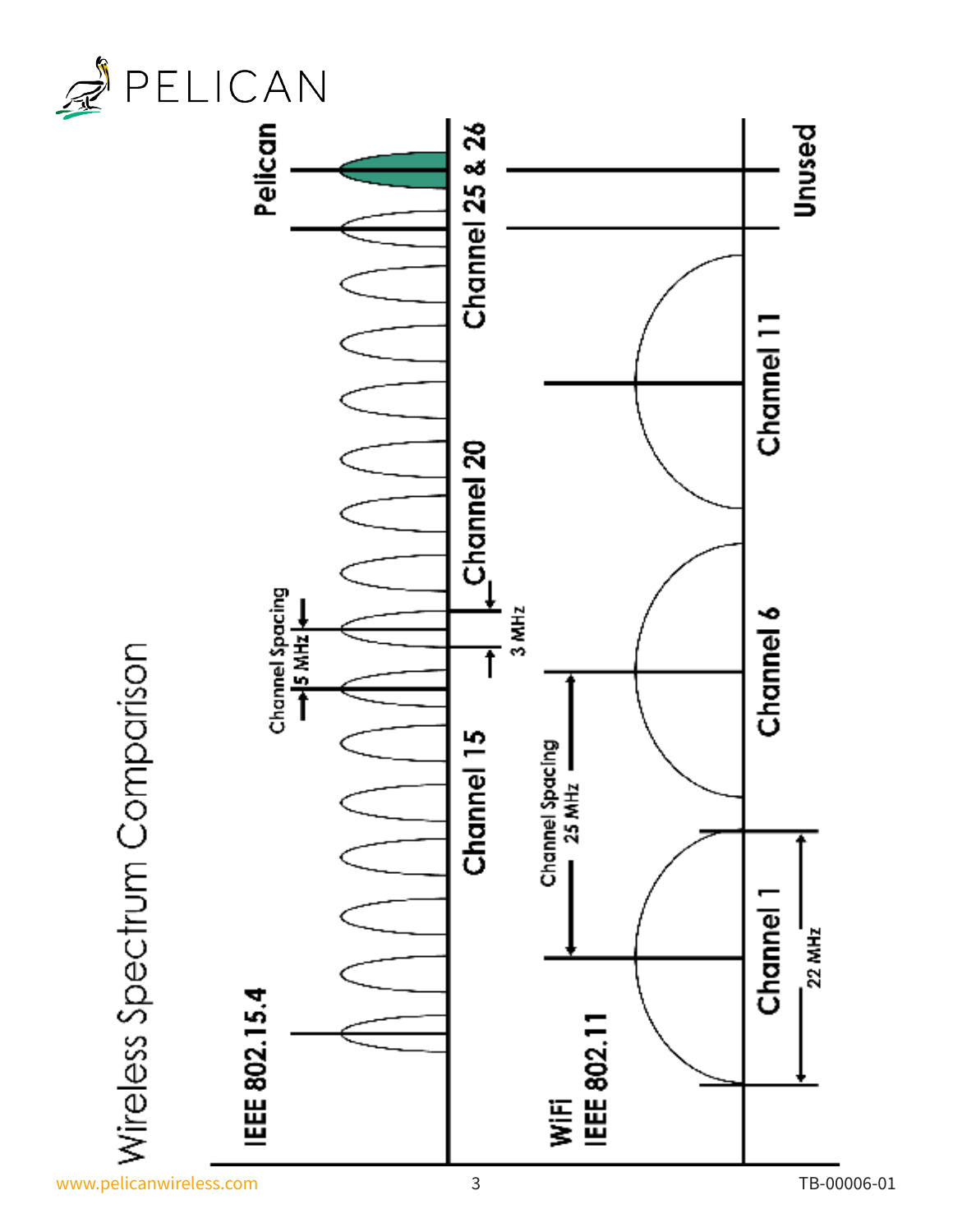# Wireless Spectrum Comparison

IEEE 802.15.4

Pelican

Channel Spacing 5 MHz

3 MHz

Channel 15

Channel 20

Channel 25 & 26

WiFi IEEE 802.11

Channel Spacing 25 MHz

22 MHz

Channel 1

Channel 6

Channel 11

Unused